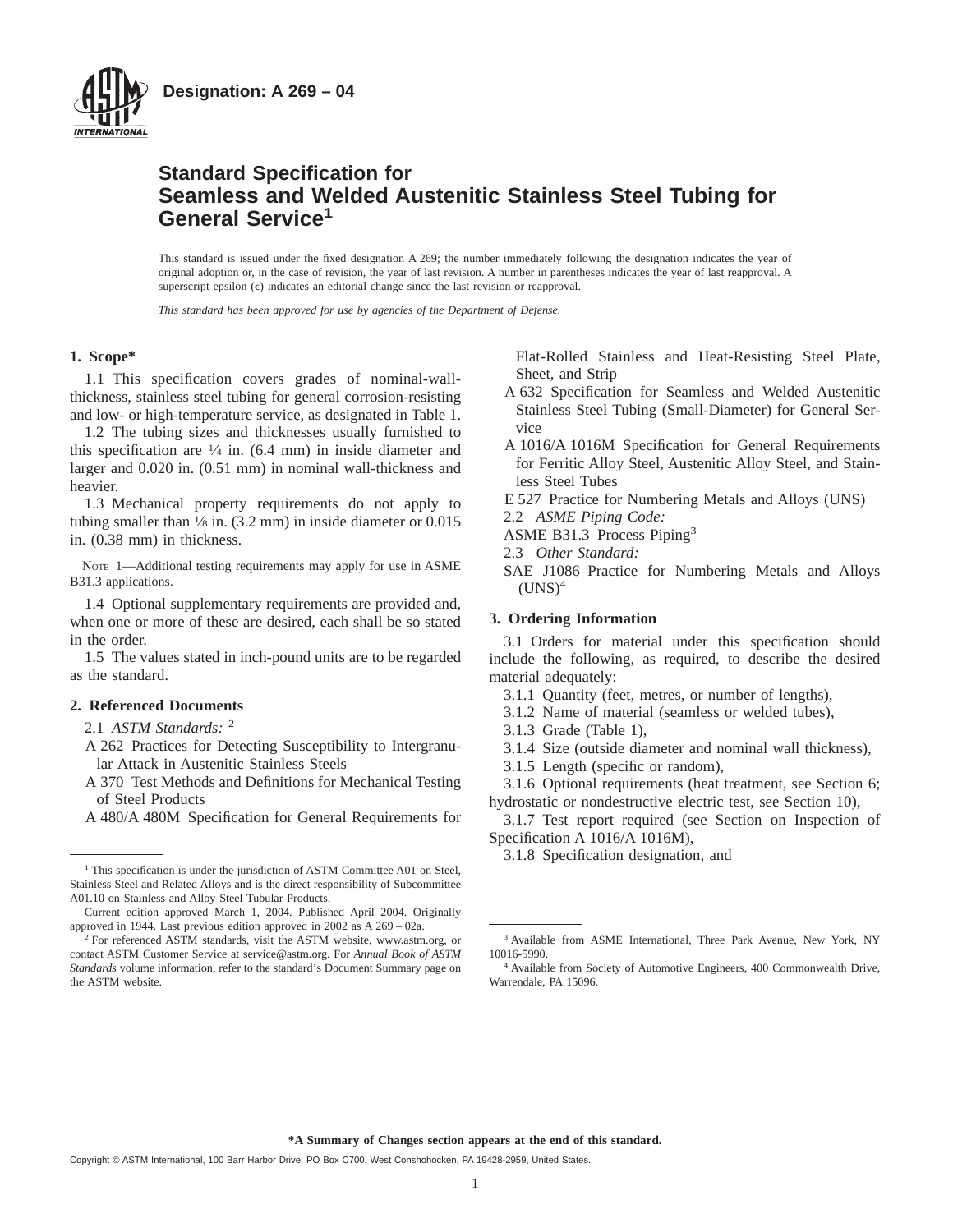**Designation: A 269 – 04**

# Standard Specification for Seamless and Welded Austenitic Stainless Steel Tubing for General Service[1]

This standard is issued under the fixed designation A 269; the number immediately following the designation indicates the year of original adoption or, in the case of revision, the year of last revision. A number in parentheses indicates the year of last reapproval. A superscript epsilon (ε) indicates an editorial change since the last revision or reapproval.

*This standard has been approved for use by agencies of the Department of Defense.*

## 1. Scope*

1.1 This specification covers grades of nominal-wall-thickness, stainless steel tubing for general corrosion-resisting and low- or high-temperature service, as designated in Table 1.

1.2 The tubing sizes and thicknesses usually furnished to this specification are ¼ in. (6.4 mm) in inside diameter and larger and 0.020 in. (0.51 mm) in nominal wall-thickness and heavier.

1.3 Mechanical property requirements do not apply to tubing smaller than ⅛ in. (3.2 mm) in inside diameter or 0.015 in. (0.38 mm) in thickness.

NOTE 1—Additional testing requirements may apply for use in ASME B31.3 applications.

1.4 Optional supplementary requirements are provided and, when one or more of these are desired, each shall be so stated in the order.

1.5 The values stated in inch-pound units are to be regarded as the standard.

## 2. Referenced Documents

2.1 *ASTM Standards:* [2]

A 262 Practices for Detecting Susceptibility to Intergranular Attack in Austenitic Stainless Steels

A 370 Test Methods and Definitions for Mechanical Testing of Steel Products

A 480/A 480M Specification for General Requirements for Flat-Rolled Stainless and Heat-Resisting Steel Plate, Sheet, and Strip

A 632 Specification for Seamless and Welded Austenitic Stainless Steel Tubing (Small-Diameter) for General Service

A 1016/A 1016M Specification for General Requirements for Ferritic Alloy Steel, Austenitic Alloy Steel, and Stainless Steel Tubes

E 527 Practice for Numbering Metals and Alloys (UNS)

2.2 *ASME Piping Code:*

ASME B31.3 Process Piping[3]

2.3 *Other Standard:*

SAE J1086 Practice for Numbering Metals and Alloys (UNS)[4]

## 3. Ordering Information

3.1 Orders for material under this specification should include the following, as required, to describe the desired material adequately:

3.1.1 Quantity (feet, metres, or number of lengths),

3.1.2 Name of material (seamless or welded tubes),

3.1.3 Grade (Table 1),

3.1.4 Size (outside diameter and nominal wall thickness),

3.1.5 Length (specific or random),

3.1.6 Optional requirements (heat treatment, see Section 6; hydrostatic or nondestructive electric test, see Section 10),

3.1.7 Test report required (see Section on Inspection of Specification A 1016/A 1016M),

3.1.8 Specification designation, and

---

[1] This specification is under the jurisdiction of ASTM Committee A01 on Steel, Stainless Steel and Related Alloys and is the direct responsibility of Subcommittee A01.10 on Stainless and Alloy Steel Tubular Products.

Current edition approved March 1, 2004. Published April 2004. Originally approved in 1944. Last previous edition approved in 2002 as A 269 – 02a.

[2] For referenced ASTM standards, visit the ASTM website, www.astm.org, or contact ASTM Customer Service at service@astm.org. For *Annual Book of ASTM Standards* volume information, refer to the standard's Document Summary page on the ASTM website.

[3] Available from ASME International, Three Park Avenue, New York, NY 10016-5990.

[4] Available from Society of Automotive Engineers, 400 Commonwealth Drive, Warrendale, PA 15096.

**\*A Summary of Changes section appears at the end of this standard.**

Copyright © ASTM International, 100 Barr Harbor Drive, PO Box C700, West Conshohocken, PA 19428-2959, United States.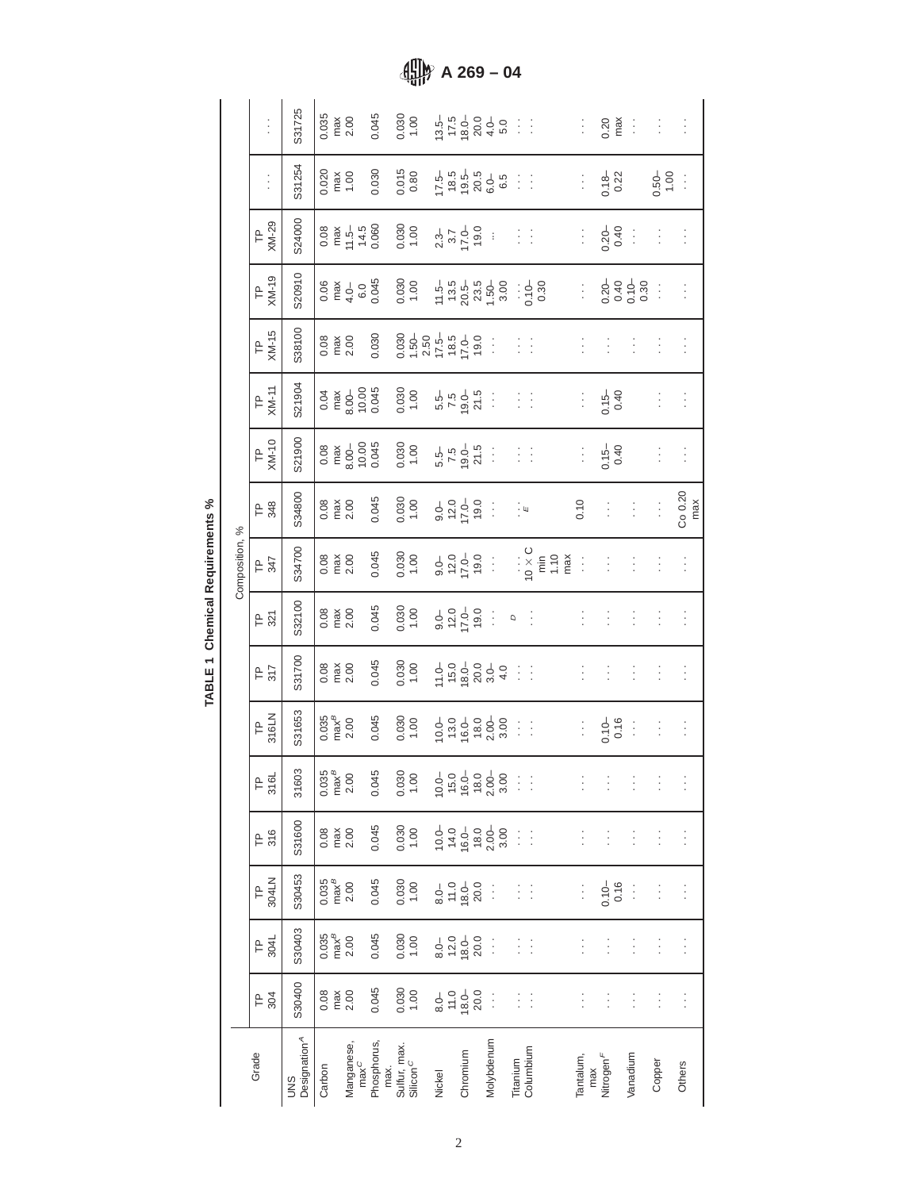**TABLE 1 Chemical Requirements %**

| Grade | TP 304 | TP 304L | TP 304LN | TP 316 | TP 316L | TP 316LN | TP 317 | TP 321 | TP 347 | TP 348 | TP XM-10 | TP XM-11 | TP XM-15 | TP XM-19 | TP XM-29 | ... | ... |
|---|---|---|---|---|---|---|---|---|---|---|---|---|---|---|---|---|---|
| UNS Designation[A] | S30400 | S30403 | S30453 | S31600 | 31603 | S31653 | S31700 | S32100 | S34700 | S34800 | S21900 | S21904 | S38100 | S20910 | S24000 | S31254 | S31725 |
| | Composition, % | | | | | | | | | | | | | | | | |
| Carbon | 0.08 max | 0.035 max[B] | 0.035 max[B] | 0.08 max | 0.035 max[B] | 0.035 max[B] | 0.08 max | 0.08 max | 0.08 max | 0.08 max | 0.08 max | 0.04 max | 0.08 max | 0.06 max | 0.08 max | 0.020 max | 0.035 max |
| Manganese, max[C] | 2.00 | 2.00 | 2.00 | 2.00 | 2.00 | 2.00 | 2.00 | 2.00 | 2.00 | 2.00 | 8.00–10.00 | 8.00–10.00 | 2.00 | 4.0–6.0 | 11.5–14.5 | 1.00 | 2.00 |
| Phosphorus, max. | 0.045 | 0.045 | 0.045 | 0.045 | 0.045 | 0.045 | 0.045 | 0.045 | 0.045 | 0.045 | 0.045 | 0.045 | 0.030 | 0.045 | 0.060 | 0.030 | 0.045 |
| Sulfur, max. | 0.030 | 0.030 | 0.030 | 0.030 | 0.030 | 0.030 | 0.030 | 0.030 | 0.030 | 0.030 | 0.030 | 0.030 | 0.030 | 0.030 | 0.030 | 0.015 | 0.030 |
| Silicon[C] | 1.00 | 1.00 | 1.00 | 1.00 | 1.00 | 1.00 | 1.00 | 1.00 | 1.00 | 1.00 | 1.00 | 1.00 | 1.50–2.50 | 1.00 | 1.00 | 0.80 | 1.00 |
| Nickel | 8.0–11.0 | 8.0–12.0 | 8.0–11.0 | 10.0–14.0 | 10.0–15.0 | 10.0–13.0 | 11.0–15.0 | 9.0–12.0 | 9.0–12.0 | 9.0–12.0 | 5.5–7.5 | 5.5–7.5 | 17.5–18.5 | 11.5–13.5 | 2.3–3.7 | 17.5–18.5 | 13.5–17.5 |
| Chromium | 18.0–20.0 | 18.0–20.0 | 18.0–20.0 | 16.0–18.0 | 16.0–18.0 | 16.0–18.0 | 18.0–20.0 | 17.0–19.0 | 17.0–19.0 | 17.0–19.0 | 19.0–21.5 | 19.0–21.5 | 17.0–19.0 | 20.5–23.5 | 17.0–19.0 | 19.5–20.5 | 18.0–20.0 |
| Molybdenum | ... | ... | ... | 2.00–3.00 | 2.00–3.00 | 2.00–3.00 | 3.0–4.0 | ... | ... | ... | ... | ... | ... | 1.50–3.00 | ... | 6.0–6.5 | 4.0–5.0 |
| Titanium | ... | ... | ... | ... | ... | ... | ... | [D] | ... | ... | ... | ... | ... | ... | ... | ... | ... |
| Columbium | ... | ... | ... | ... | ... | ... | ... | ... | 10 × C min 1.10 max | [E] | ... | ... | ... | 0.10–0.30 | ... | ... | ... |
| Tantalum, max | ... | ... | ... | ... | ... | ... | ... | ... | ... | 0.10 | ... | ... | ... | ... | ... | ... | ... |
| Nitrogen[F] | ... | ... | 0.10–0.16 | ... | ... | 0.10–0.16 | ... | ... | ... | ... | 0.15–0.40 | 0.15–0.40 | ... | 0.20–0.40 | 0.20–0.40 | 0.18–0.22 | 0.20 max |
| Vanadium | ... | ... | ... | ... | ... | ... | ... | ... | ... | ... | ... | | ... | 0.10–0.30 | ... | ... | ... |
| Copper | ... | ... | ... | ... | ... | ... | ... | ... | ... | ... | ... | ... | ... | ... | ... | 0.50–1.00 | ... |
| Others | ... | ... | ... | ... | ... | ... | ... | ... | ... | Co 0.20 max | ... | ... | ... | ... | ... | ... | ... |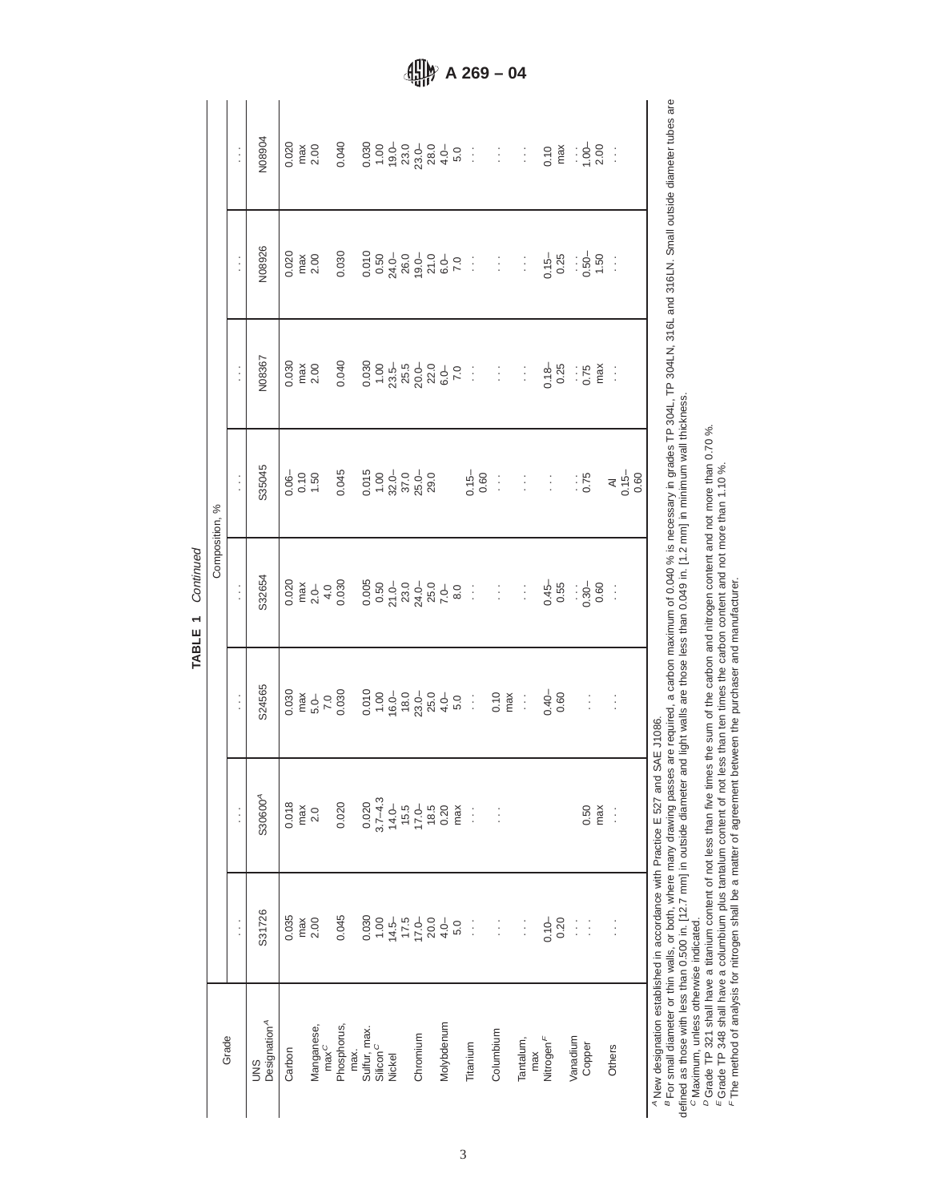**TABLE 1** *Continued*

| Grade | Composition, % | | | | | | | |
|---|---|---|---|---|---|---|---|---|
| | . . . | . . . | . . . | . . . | . . . | . . . | . . . | . . . |
| UNS Designation[A] | S31726 | S30600[A] | S24565 | S32654 | S35045 | N08367 | N08926 | N08904 |
| Carbon | 0.035 max | 0.018 max | 0.030 max | 0.020 max | 0.06–0.10 | 0.030 max | 0.020 max | 0.020 max |
| Manganese, max[C] | 2.00 | 2.0 | 5.0–7.0 | 2.0–4.0 | 1.50 | 2.00 | 2.00 | 2.00 |
| Phosphorus, max. | 0.045 | 0.020 | 0.030 | 0.030 | 0.045 | 0.040 | 0.030 | 0.040 |
| Sulfur, max. | 0.030 | 0.020 | 0.010 | 0.005 | 0.015 | 0.030 | 0.010 | 0.030 |
| Silicon[C] | 1.00 | 3.7–4.3 | 1.00 | 0.50 | 1.00 | 1.00 | 0.50 | 1.00 |
| Nickel | 14.5–17.5 | 14.0–15.5 | 16.0–18.0 | 21.0–23.0 | 32.0–37.0 | 23.5–25.5 | 24.0–26.0 | 19.0–23.0 |
| Chromium | 17.0–20.0 | 17.0–18.5 | 23.0–25.0 | 24.0–25.0 | 25.0–29.0 | 20.0–22.0 | 19.0–21.0 | 23.0–28.0 |
| Molybdenum | 4.0–5.0 | 0.20 max | 4.0–5.0 | 7.0–8.0 | | 6.0–7.0 | 6.0–7.0 | 4.0–5.0 |
| Titanium | . . . | . . . | . . . | . . . | 0.15–0.60 | . . . | . . . | . . . |
| Columbium | . . . | . . . | 0.10 max | . . . | . . . | . . . | . . . | . . . |
| Tantalum, max | . . . | | . . . | . . . | . . . | . . . | . . . | . . . |
| Nitrogen[F] | 0.10–0.20 | | 0.40–0.60 | 0.45–0.55 | . . . | 0.18–0.25 | 0.15–0.25 | 0.10 max |
| Vanadium | . . . | | | . . . | . . . | . . . | . . . | . . . |
| Copper | . . . | 0.50 max | . . . | 0.30–0.60 | 0.75 | 0.75 max | 0.50–1.50 | 1.00–2.00 |
| Others | . . . | . . . | . . . | . . . | Al 0.15–0.60 | . . . | . . . | . . . |

[A] New designation established in accordance with Practice E 527 and SAE J1086.

[B] For small diameter or thin walls, or both, where many drawing passes are required, a carbon maximum of 0.040 % is necessary in grades TP 304L, TP 304LN, 316L and 316LN. Small outside diameter tubes are defined as those with less than 0.500 in. [12.7 mm] in outside diameter and light walls are those less than 0.049 in. [1.2 mm] in minimum wall thickness.

[C] Maximum, unless otherwise indicated.

[D] Grade TP 321 shall have a titanium content of not less than five times the sum of the carbon and nitrogen content and not more than 0.70 %.

[E] Grade TP 348 shall have a columbium plus tantalum content of not less than ten times the carbon content and not more than 1.10 %.

[F] The method of analysis for nitrogen shall be a matter of agreement between the purchaser and manufacturer.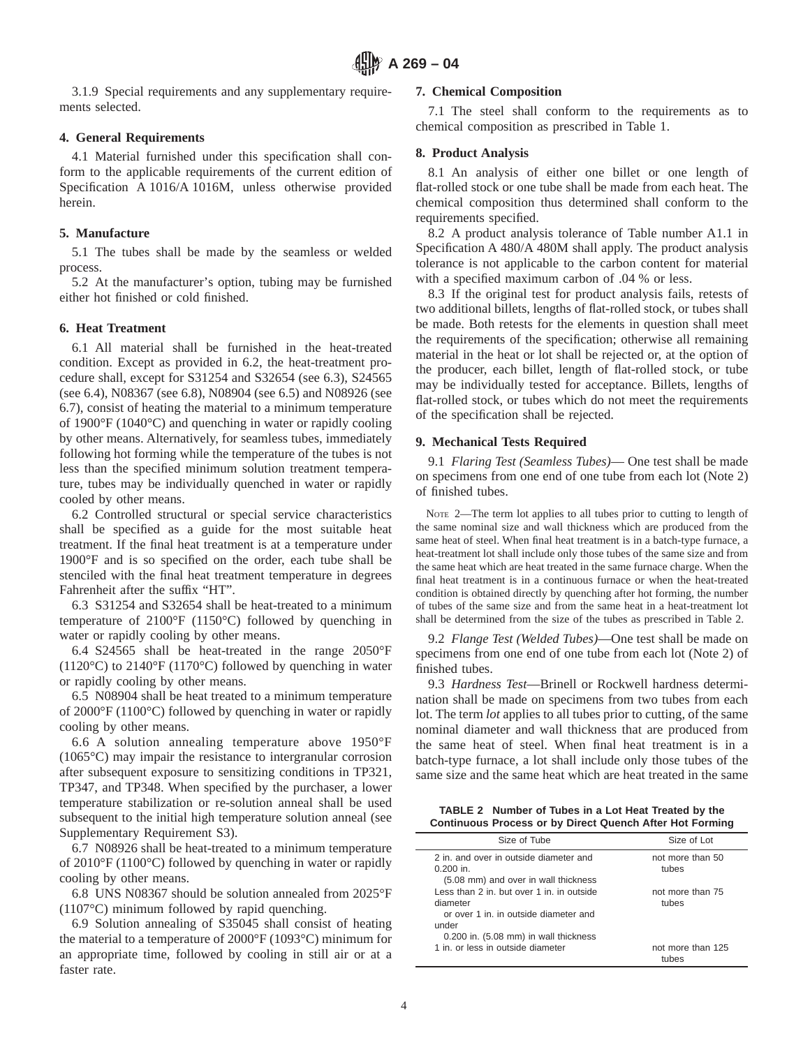3.1.9 Special requirements and any supplementary requirements selected.

## 4. General Requirements

4.1 Material furnished under this specification shall conform to the applicable requirements of the current edition of Specification A 1016/A 1016M, unless otherwise provided herein.

## 5. Manufacture

5.1 The tubes shall be made by the seamless or welded process.

5.2 At the manufacturer's option, tubing may be furnished either hot finished or cold finished.

## 6. Heat Treatment

6.1 All material shall be furnished in the heat-treated condition. Except as provided in 6.2, the heat-treatment procedure shall, except for S31254 and S32654 (see 6.3), S24565 (see 6.4), N08367 (see 6.8), N08904 (see 6.5) and N08926 (see 6.7), consist of heating the material to a minimum temperature of 1900°F (1040°C) and quenching in water or rapidly cooling by other means. Alternatively, for seamless tubes, immediately following hot forming while the temperature of the tubes is not less than the specified minimum solution treatment temperature, tubes may be individually quenched in water or rapidly cooled by other means.

6.2 Controlled structural or special service characteristics shall be specified as a guide for the most suitable heat treatment. If the final heat treatment is at a temperature under 1900°F and is so specified on the order, each tube shall be stenciled with the final heat treatment temperature in degrees Fahrenheit after the suffix "HT".

6.3 S31254 and S32654 shall be heat-treated to a minimum temperature of 2100°F (1150°C) followed by quenching in water or rapidly cooling by other means.

6.4 S24565 shall be heat-treated in the range 2050°F (1120°C) to 2140°F (1170°C) followed by quenching in water or rapidly cooling by other means.

6.5 N08904 shall be heat treated to a minimum temperature of 2000°F (1100°C) followed by quenching in water or rapidly cooling by other means.

6.6 A solution annealing temperature above 1950°F (1065°C) may impair the resistance to intergranular corrosion after subsequent exposure to sensitizing conditions in TP321, TP347, and TP348. When specified by the purchaser, a lower temperature stabilization or re-solution anneal shall be used subsequent to the initial high temperature solution anneal (see Supplementary Requirement S3).

6.7 N08926 shall be heat-treated to a minimum temperature of 2010°F (1100°C) followed by quenching in water or rapidly cooling by other means.

6.8 UNS N08367 should be solution annealed from 2025°F (1107°C) minimum followed by rapid quenching.

6.9 Solution annealing of S35045 shall consist of heating the material to a temperature of 2000°F (1093°C) minimum for an appropriate time, followed by cooling in still air or at a faster rate.

## 7. Chemical Composition

7.1 The steel shall conform to the requirements as to chemical composition as prescribed in Table 1.

## 8. Product Analysis

8.1 An analysis of either one billet or one length of flat-rolled stock or one tube shall be made from each heat. The chemical composition thus determined shall conform to the requirements specified.

8.2 A product analysis tolerance of Table number A1.1 in Specification A 480/A 480M shall apply. The product analysis tolerance is not applicable to the carbon content for material with a specified maximum carbon of .04 % or less.

8.3 If the original test for product analysis fails, retests of two additional billets, lengths of flat-rolled stock, or tubes shall be made. Both retests for the elements in question shall meet the requirements of the specification; otherwise all remaining material in the heat or lot shall be rejected or, at the option of the producer, each billet, length of flat-rolled stock, or tube may be individually tested for acceptance. Billets, lengths of flat-rolled stock, or tubes which do not meet the requirements of the specification shall be rejected.

## 9. Mechanical Tests Required

9.1 *Flaring Test (Seamless Tubes)*— One test shall be made on specimens from one end of one tube from each lot (Note 2) of finished tubes.

NOTE 2—The term lot applies to all tubes prior to cutting to length of the same nominal size and wall thickness which are produced from the same heat of steel. When final heat treatment is in a batch-type furnace, a heat-treatment lot shall include only those tubes of the same size and from the same heat which are heat treated in the same furnace charge. When the final heat treatment is in a continuous furnace or when the heat-treated condition is obtained directly by quenching after hot forming, the number of tubes of the same size and from the same heat in a heat-treatment lot shall be determined from the size of the tubes as prescribed in Table 2.

9.2 *Flange Test (Welded Tubes)*—One test shall be made on specimens from one end of one tube from each lot (Note 2) of finished tubes.

9.3 *Hardness Test*—Brinell or Rockwell hardness determination shall be made on specimens from two tubes from each lot. The term *lot* applies to all tubes prior to cutting, of the same nominal diameter and wall thickness that are produced from the same heat of steel. When final heat treatment is in a batch-type furnace, a lot shall include only those tubes of the same size and the same heat which are heat treated in the same

**TABLE 2 Number of Tubes in a Lot Heat Treated by the Continuous Process or by Direct Quench After Hot Forming**

| Size of Tube | Size of Lot |
|---|---|
| 2 in. and over in outside diameter and 0.200 in. (5.08 mm) and over in wall thickness | not more than 50 tubes |
| Less than 2 in. but over 1 in. in outside diameter or over 1 in. in outside diameter and under 0.200 in. (5.08 mm) in wall thickness | not more than 75 tubes |
| 1 in. or less in outside diameter | not more than 125 tubes |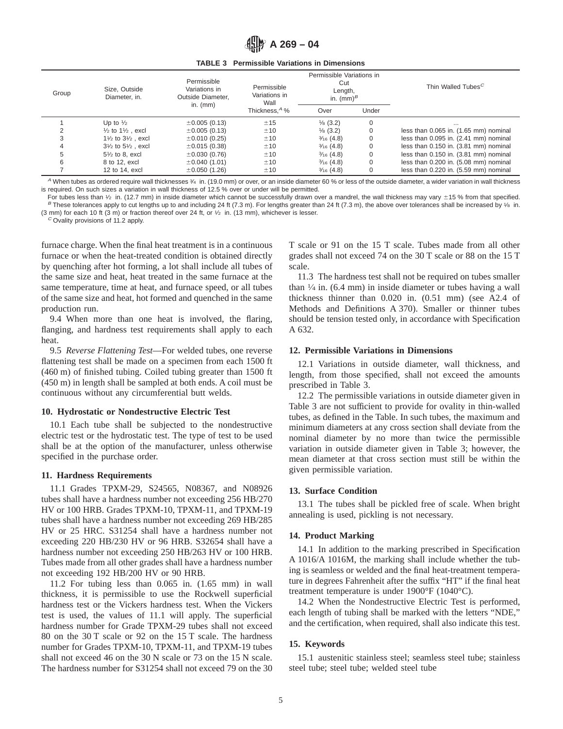**TABLE 3 Permissible Variations in Dimensions**

| Group | Size, Outside Diameter, in. | Permissible Variations in Outside Diameter, in. (mm) | Permissible Variations in Wall Thickness,[A] % | Permissible Variations in Cut Length, in. (mm)[B] Over | Under | Thin Walled Tubes[C] |
|---|---|---|---|---|---|---|
| 1 | Up to ½ | ±0.005 (0.13) | ±15 | ⅛ (3.2) | 0 | ... |
| 2 | ½ to 1½ , excl | ±0.005 (0.13) | ±10 | ⅛ (3.2) | 0 | less than 0.065 in. (1.65 mm) nominal |
| 3 | 1½ to 3½ , excl | ±0.010 (0.25) | ±10 | 3⁄16 (4.8) | 0 | less than 0.095 in. (2.41 mm) nominal |
| 4 | 3½ to 5½ , excl | ±0.015 (0.38) | ±10 | 3⁄16 (4.8) | 0 | less than 0.150 in. (3.81 mm) nominal |
| 5 | 5½ to 8, excl | ±0.030 (0.76) | ±10 | 3⁄16 (4.8) | 0 | less than 0.150 in. (3.81 mm) nominal |
| 6 | 8 to 12, excl | ±0.040 (1.01) | ±10 | 3⁄16 (4.8) | 0 | less than 0.200 in. (5.08 mm) nominal |
| 7 | 12 to 14, excl | ±0.050 (1.26) | ±10 | 3⁄16 (4.8) | 0 | less than 0.220 in. (5.59 mm) nominal |

[A] When tubes as ordered require wall thicknesses ¾ in. (19.0 mm) or over, or an inside diameter 60 % or less of the outside diameter, a wider variation in wall thickness is required. On such sizes a variation in wall thickness of 12.5 % over or under will be permitted.

For tubes less than ½ in. (12.7 mm) in inside diameter which cannot be successfully drawn over a mandrel, the wall thickness may vary ±15 % from that specified.

[B] These tolerances apply to cut lengths up to and including 24 ft (7.3 m). For lengths greater than 24 ft (7.3 m), the above over tolerances shall be increased by ⅛ in. (3 mm) for each 10 ft (3 m) or fraction thereof over 24 ft, or ½ in. (13 mm), whichever is lesser.

[C] Ovality provisions of 11.2 apply.

furnace charge. When the final heat treatment is in a continuous furnace or when the heat-treated condition is obtained directly by quenching after hot forming, a lot shall include all tubes of the same size and heat, heat treated in the same furnace at the same temperature, time at heat, and furnace speed, or all tubes of the same size and heat, hot formed and quenched in the same production run.

9.4 When more than one heat is involved, the flaring, flanging, and hardness test requirements shall apply to each heat.

9.5 *Reverse Flattening Test*—For welded tubes, one reverse flattening test shall be made on a specimen from each 1500 ft (460 m) of finished tubing. Coiled tubing greater than 1500 ft (450 m) in length shall be sampled at both ends. A coil must be continuous without any circumferential butt welds.

## 10. Hydrostatic or Nondestructive Electric Test

10.1 Each tube shall be subjected to the nondestructive electric test or the hydrostatic test. The type of test to be used shall be at the option of the manufacturer, unless otherwise specified in the purchase order.

## 11. Hardness Requirements

11.1 Grades TPXM-29, S24565, N08367, and N08926 tubes shall have a hardness number not exceeding 256 HB/270 HV or 100 HRB. Grades TPXM-10, TPXM-11, and TPXM-19 tubes shall have a hardness number not exceeding 269 HB/285 HV or 25 HRC. S31254 shall have a hardness number not exceeding 220 HB/230 HV or 96 HRB. S32654 shall have a hardness number not exceeding 250 HB/263 HV or 100 HRB. Tubes made from all other grades shall have a hardness number not exceeding 192 HB/200 HV or 90 HRB.

11.2 For tubing less than 0.065 in. (1.65 mm) in wall thickness, it is permissible to use the Rockwell superficial hardness test or the Vickers hardness test. When the Vickers test is used, the values of 11.1 will apply. The superficial hardness number for Grade TPXM-29 tubes shall not exceed 80 on the 30 T scale or 92 on the 15 T scale. The hardness number for Grades TPXM-10, TPXM-11, and TPXM-19 tubes shall not exceed 46 on the 30 N scale or 73 on the 15 N scale. The hardness number for S31254 shall not exceed 79 on the 30 T scale or 91 on the 15 T scale. Tubes made from all other grades shall not exceed 74 on the 30 T scale or 88 on the 15 T scale.

11.3 The hardness test shall not be required on tubes smaller than ¼ in. (6.4 mm) in inside diameter or tubes having a wall thickness thinner than 0.020 in. (0.51 mm) (see A2.4 of Methods and Definitions A 370). Smaller or thinner tubes should be tension tested only, in accordance with Specification A 632.

## 12. Permissible Variations in Dimensions

12.1 Variations in outside diameter, wall thickness, and length, from those specified, shall not exceed the amounts prescribed in Table 3.

12.2 The permissible variations in outside diameter given in Table 3 are not sufficient to provide for ovality in thin-walled tubes, as defined in the Table. In such tubes, the maximum and minimum diameters at any cross section shall deviate from the nominal diameter by no more than twice the permissible variation in outside diameter given in Table 3; however, the mean diameter at that cross section must still be within the given permissible variation.

## 13. Surface Condition

13.1 The tubes shall be pickled free of scale. When bright annealing is used, pickling is not necessary.

## 14. Product Marking

14.1 In addition to the marking prescribed in Specification A 1016/A 1016M, the marking shall include whether the tubing is seamless or welded and the final heat-treatment temperature in degrees Fahrenheit after the suffix "HT" if the final heat treatment temperature is under 1900°F (1040°C).

14.2 When the Nondestructive Electric Test is performed, each length of tubing shall be marked with the letters "NDE," and the certification, when required, shall also indicate this test.

## 15. Keywords

15.1 austenitic stainless steel; seamless steel tube; stainless steel tube; steel tube; welded steel tube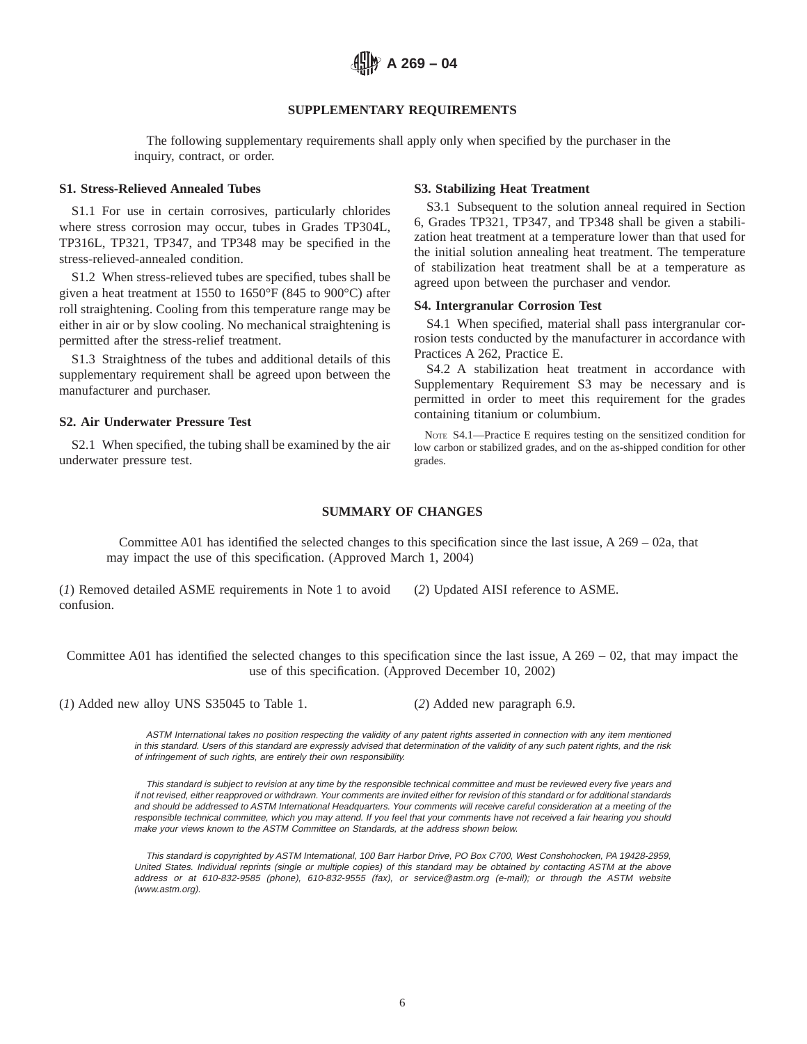## SUPPLEMENTARY REQUIREMENTS

The following supplementary requirements shall apply only when specified by the purchaser in the inquiry, contract, or order.

### S1. Stress-Relieved Annealed Tubes

S1.1 For use in certain corrosives, particularly chlorides where stress corrosion may occur, tubes in Grades TP304L, TP316L, TP321, TP347, and TP348 may be specified in the stress-relieved-annealed condition.

S1.2 When stress-relieved tubes are specified, tubes shall be given a heat treatment at 1550 to 1650°F (845 to 900°C) after roll straightening. Cooling from this temperature range may be either in air or by slow cooling. No mechanical straightening is permitted after the stress-relief treatment.

S1.3 Straightness of the tubes and additional details of this supplementary requirement shall be agreed upon between the manufacturer and purchaser.

### S2. Air Underwater Pressure Test

S2.1 When specified, the tubing shall be examined by the air underwater pressure test.

### S3. Stabilizing Heat Treatment

S3.1 Subsequent to the solution anneal required in Section 6, Grades TP321, TP347, and TP348 shall be given a stabilization heat treatment at a temperature lower than that used for the initial solution annealing heat treatment. The temperature of stabilization heat treatment shall be at a temperature as agreed upon between the purchaser and vendor.

### S4. Intergranular Corrosion Test

S4.1 When specified, material shall pass intergranular corrosion tests conducted by the manufacturer in accordance with Practices A 262, Practice E.

S4.2 A stabilization heat treatment in accordance with Supplementary Requirement S3 may be necessary and is permitted in order to meet this requirement for the grades containing titanium or columbium.

NOTE S4.1—Practice E requires testing on the sensitized condition for low carbon or stabilized grades, and on the as-shipped condition for other grades.

## SUMMARY OF CHANGES

Committee A01 has identified the selected changes to this specification since the last issue, A 269 – 02a, that may impact the use of this specification. (Approved March 1, 2004)

(*1*) Removed detailed ASME requirements in Note 1 to avoid confusion.

(*2*) Updated AISI reference to ASME.

Committee A01 has identified the selected changes to this specification since the last issue, A 269 – 02, that may impact the use of this specification. (Approved December 10, 2002)

(*1*) Added new alloy UNS S35045 to Table 1.

(*2*) Added new paragraph 6.9.

*ASTM International takes no position respecting the validity of any patent rights asserted in connection with any item mentioned in this standard. Users of this standard are expressly advised that determination of the validity of any such patent rights, and the risk of infringement of such rights, are entirely their own responsibility.*

*This standard is subject to revision at any time by the responsible technical committee and must be reviewed every five years and if not revised, either reapproved or withdrawn. Your comments are invited either for revision of this standard or for additional standards and should be addressed to ASTM International Headquarters. Your comments will receive careful consideration at a meeting of the responsible technical committee, which you may attend. If you feel that your comments have not received a fair hearing you should make your views known to the ASTM Committee on Standards, at the address shown below.*

*This standard is copyrighted by ASTM International, 100 Barr Harbor Drive, PO Box C700, West Conshohocken, PA 19428-2959, United States. Individual reprints (single or multiple copies) of this standard may be obtained by contacting ASTM at the above address or at 610-832-9585 (phone), 610-832-9555 (fax), or service@astm.org (e-mail); or through the ASTM website (www.astm.org).*